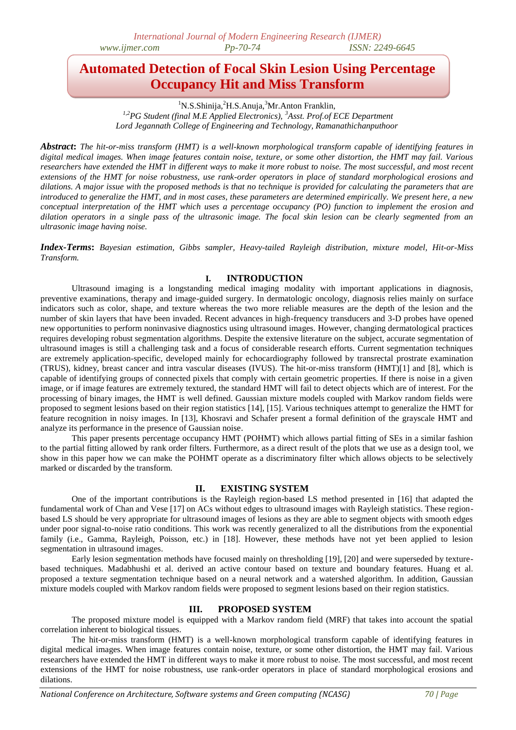# Automated Detection of Focal Skin Lesion Using Percentage Occupancy Hit and Miss Transform

[1]N.S.Shinija,[2]H.S.Anuja,[3]Mr.Anton Franklin,

[1,2]*PG Student (final M.E Applied Electronics),* [3]*Asst. Prof.of ECE Department*

*Lord Jegannath College of Engineering and Technology, Ramanathichanputhoor*

***Abstract*:** *The hit-or-miss transform (HMT) is a well-known morphological transform capable of identifying features in digital medical images. When image features contain noise, texture, or some other distortion, the HMT may fail. Various researchers have extended the HMT in different ways to make it more robust to noise. The most successful, and most recent extensions of the HMT for noise robustness, use rank-order operators in place of standard morphological erosions and dilations. A major issue with the proposed methods is that no technique is provided for calculating the parameters that are introduced to generalize the HMT, and in most cases, these parameters are determined empirically. We present here, a new conceptual interpretation of the HMT which uses a percentage occupancy (PO) function to implement the erosion and dilation operators in a single pass of the ultrasonic image. The focal skin lesion can be clearly segmented from an ultrasonic image having noise.*

***Index-Terms*:** *Bayesian estimation, Gibbs sampler, Heavy-tailed Rayleigh distribution, mixture model, Hit-or-Miss Transform.*

## I. INTRODUCTION

Ultrasound imaging is a longstanding medical imaging modality with important applications in diagnosis, preventive examinations, therapy and image-guided surgery. In dermatologic oncology, diagnosis relies mainly on surface indicators such as color, shape, and texture whereas the two more reliable measures are the depth of the lesion and the number of skin layers that have been invaded. Recent advances in high-frequency transducers and 3-D probes have opened new opportunities to perform noninvasive diagnostics using ultrasound images. However, changing dermatological practices requires developing robust segmentation algorithms. Despite the extensive literature on the subject, accurate segmentation of ultrasound images is still a challenging task and a focus of considerable research efforts. Current segmentation techniques are extremely application-specific, developed mainly for echocardiography followed by transrectal prostrate examination (TRUS), kidney, breast cancer and intra vascular diseases (IVUS). The hit-or-miss transform (HMT)[1] and [8], which is capable of identifying groups of connected pixels that comply with certain geometric properties. If there is noise in a given image, or if image features are extremely textured, the standard HMT will fail to detect objects which are of interest. For the processing of binary images, the HMT is well defined. Gaussian mixture models coupled with Markov random fields were proposed to segment lesions based on their region statistics [14], [15]. Various techniques attempt to generalize the HMT for feature recognition in noisy images. In [13], Khosravi and Schafer present a formal definition of the grayscale HMT and analyze its performance in the presence of Gaussian noise.

This paper presents percentage occupancy HMT (POHMT) which allows partial fitting of SEs in a similar fashion to the partial fitting allowed by rank order filters. Furthermore, as a direct result of the plots that we use as a design tool, we show in this paper how we can make the POHMT operate as a discriminatory filter which allows objects to be selectively marked or discarded by the transform.

## II. EXISTING SYSTEM

One of the important contributions is the Rayleigh region-based LS method presented in [16] that adapted the fundamental work of Chan and Vese [17] on ACs without edges to ultrasound images with Rayleigh statistics. These region-based LS should be very appropriate for ultrasound images of lesions as they are able to segment objects with smooth edges under poor signal-to-noise ratio conditions. This work was recently generalized to all the distributions from the exponential family (i.e., Gamma, Rayleigh, Poisson, etc.) in [18]. However, these methods have not yet been applied to lesion segmentation in ultrasound images.

Early lesion segmentation methods have focused mainly on thresholding [19], [20] and were superseded by texture-based techniques. Madabhushi et al. derived an active contour based on texture and boundary features. Huang et al. proposed a texture segmentation technique based on a neural network and a watershed algorithm. In addition, Gaussian mixture models coupled with Markov random fields were proposed to segment lesions based on their region statistics.

## III. PROPOSED SYSTEM

The proposed mixture model is equipped with a Markov random field (MRF) that takes into account the spatial correlation inherent to biological tissues.

The hit-or-miss transform (HMT) is a well-known morphological transform capable of identifying features in digital medical images. When image features contain noise, texture, or some other distortion, the HMT may fail. Various researchers have extended the HMT in different ways to make it more robust to noise. The most successful, and most recent extensions of the HMT for noise robustness, use rank-order operators in place of standard morphological erosions and dilations.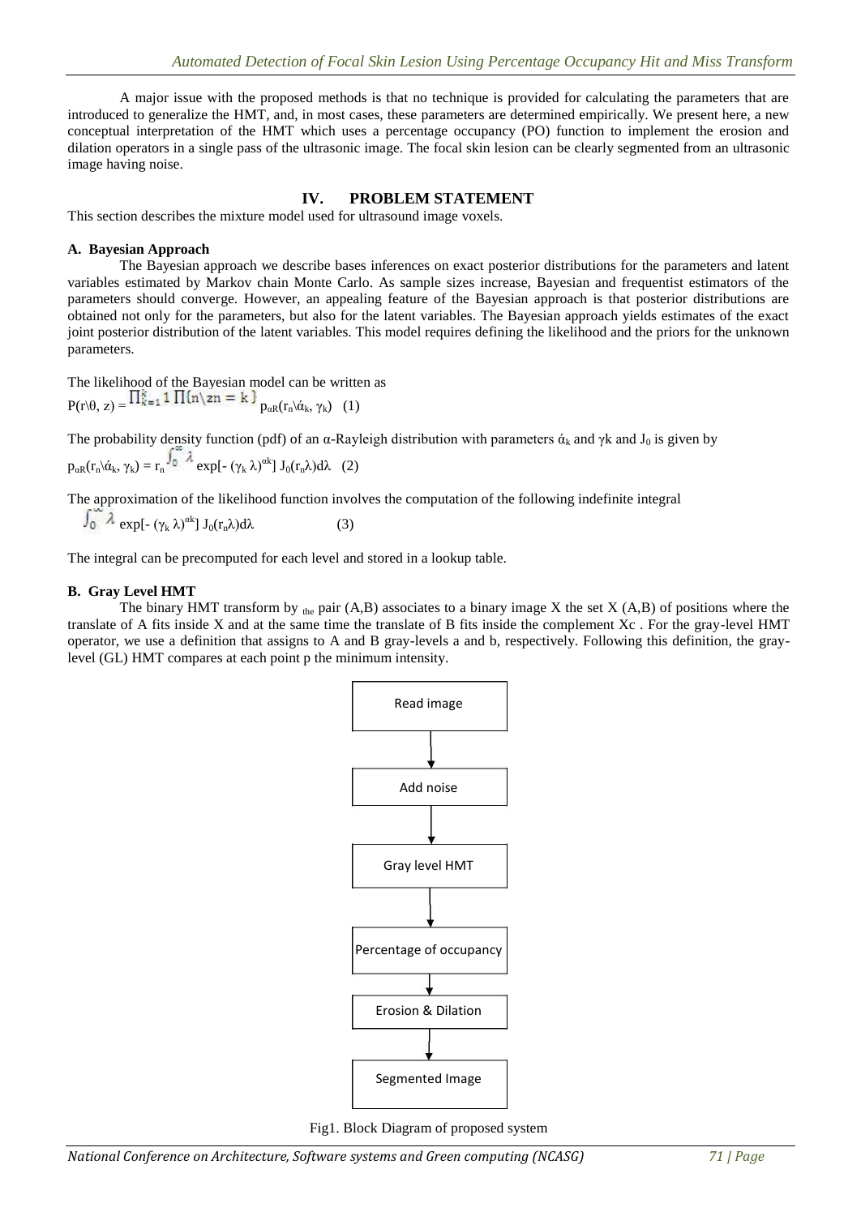A major issue with the proposed methods is that no technique is provided for calculating the parameters that are introduced to generalize the HMT, and, in most cases, these parameters are determined empirically. We present here, a new conceptual interpretation of the HMT which uses a percentage occupancy (PO) function to implement the erosion and dilation operators in a single pass of the ultrasonic image. The focal skin lesion can be clearly segmented from an ultrasonic image having noise.

## IV. PROBLEM STATEMENT

This section describes the mixture model used for ultrasound image voxels.

### A. Bayesian Approach

The Bayesian approach we describe bases inferences on exact posterior distributions for the parameters and latent variables estimated by Markov chain Monte Carlo. As sample sizes increase, Bayesian and frequentist estimators of the parameters should converge. However, an appealing feature of the Bayesian approach is that posterior distributions are obtained not only for the parameters, but also for the latent variables. The Bayesian approach yields estimates of the exact joint posterior distribution of the latent variables. This model requires defining the likelihood and the priors for the unknown parameters.

The likelihood of the Bayesian model can be written as

$$P(r\backslash\theta, z) = \prod_{k=1}^{k} 1 \prod\{n\backslash zn = k\}\; p_{\alpha R}(r_n\backslash \acute{\alpha}_k, \gamma_k) \quad (1)$$

The probability density function (pdf) of an α-Rayleigh distribution with parameters $\acute{\alpha}_k$ and γk and $J_0$ is given by

$$p_{\alpha R}(r_n\backslash \acute{\alpha}_k, \gamma_k) = r_n \int_0^{\infty} \lambda \exp[-(\gamma_k \lambda)^{\alpha k}]\, J_0(r_n\lambda)d\lambda \quad (2)$$

The approximation of the likelihood function involves the computation of the following indefinite integral

$$\int_0^{\infty} \lambda \exp[-(\gamma_k \lambda)^{\alpha k}]\, J_0(r_n\lambda)d\lambda \quad (3)$$

The integral can be precomputed for each level and stored in a lookup table.

### B. Gray Level HMT

The binary HMT transform by the pair (A,B) associates to a binary image X the set X (A,B) of positions where the translate of A fits inside X and at the same time the translate of B fits inside the complement Xc . For the gray-level HMT operator, we use a definition that assigns to A and B gray-levels a and b, respectively. Following this definition, the gray-level (GL) HMT compares at each point p the minimum intensity.

Read image → Add noise → Gray level HMT → Percentage of occupancy → Erosion & Dilation → Segmented Image

Fig1. Block Diagram of proposed system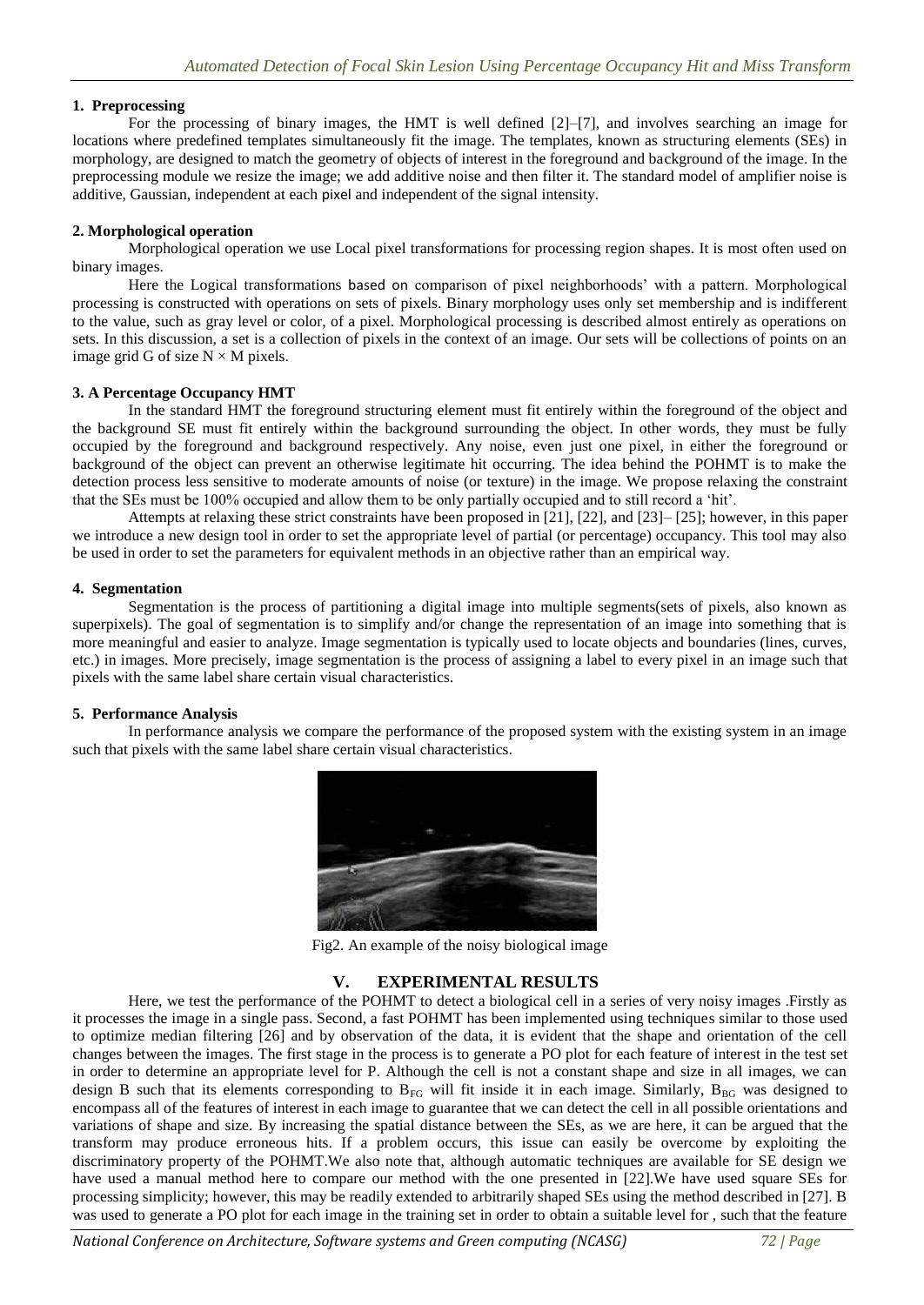#### 1. Preprocessing

For the processing of binary images, the HMT is well defined [2]–[7], and involves searching an image for locations where predefined templates simultaneously fit the image. The templates, known as structuring elements (SEs) in morphology, are designed to match the geometry of objects of interest in the foreground and background of the image. In the preprocessing module we resize the image; we add additive noise and then filter it. The standard model of amplifier noise is additive, Gaussian, independent at each pixel and independent of the signal intensity.

#### 2. Morphological operation

Morphological operation we use Local pixel transformations for processing region shapes. It is most often used on binary images.

Here the Logical transformations based on comparison of pixel neighborhoods' with a pattern. Morphological processing is constructed with operations on sets of pixels. Binary morphology uses only set membership and is indifferent to the value, such as gray level or color, of a pixel. Morphological processing is described almost entirely as operations on sets. In this discussion, a set is a collection of pixels in the context of an image. Our sets will be collections of points on an image grid G of size $N \times M$ pixels.

#### 3. A Percentage Occupancy HMT

In the standard HMT the foreground structuring element must fit entirely within the foreground of the object and the background SE must fit entirely within the background surrounding the object. In other words, they must be fully occupied by the foreground and background respectively. Any noise, even just one pixel, in either the foreground or background of the object can prevent an otherwise legitimate hit occurring. The idea behind the POHMT is to make the detection process less sensitive to moderate amounts of noise (or texture) in the image. We propose relaxing the constraint that the SEs must be 100% occupied and allow them to be only partially occupied and to still record a 'hit'.

Attempts at relaxing these strict constraints have been proposed in [21], [22], and [23]– [25]; however, in this paper we introduce a new design tool in order to set the appropriate level of partial (or percentage) occupancy. This tool may also be used in order to set the parameters for equivalent methods in an objective rather than an empirical way.

#### 4. Segmentation

Segmentation is the process of partitioning a digital image into multiple segments(sets of pixels, also known as superpixels). The goal of segmentation is to simplify and/or change the representation of an image into something that is more meaningful and easier to analyze. Image segmentation is typically used to locate objects and boundaries (lines, curves, etc.) in images. More precisely, image segmentation is the process of assigning a label to every pixel in an image such that pixels with the same label share certain visual characteristics.

#### 5. Performance Analysis

In performance analysis we compare the performance of the proposed system with the existing system in an image such that pixels with the same label share certain visual characteristics.

Fig2. An example of the noisy biological image

## V. EXPERIMENTAL RESULTS

Here, we test the performance of the POHMT to detect a biological cell in a series of very noisy images .Firstly as it processes the image in a single pass. Second, a fast POHMT has been implemented using techniques similar to those used to optimize median filtering [26] and by observation of the data, it is evident that the shape and orientation of the cell changes between the images. The first stage in the process is to generate a PO plot for each feature of interest in the test set in order to determine an appropriate level for P. Although the cell is not a constant shape and size in all images, we can design B such that its elements corresponding to $B_{FG}$ will fit inside it in each image. Similarly, $B_{BG}$ was designed to encompass all of the features of interest in each image to guarantee that we can detect the cell in all possible orientations and variations of shape and size. By increasing the spatial distance between the SEs, as we are here, it can be argued that the transform may produce erroneous hits. If a problem occurs, this issue can easily be overcome by exploiting the discriminatory property of the POHMT.We also note that, although automatic techniques are available for SE design we have used a manual method here to compare our method with the one presented in [22].We have used square SEs for processing simplicity; however, this may be readily extended to arbitrarily shaped SEs using the method described in [27]. B was used to generate a PO plot for each image in the training set in order to obtain a suitable level for , such that the feature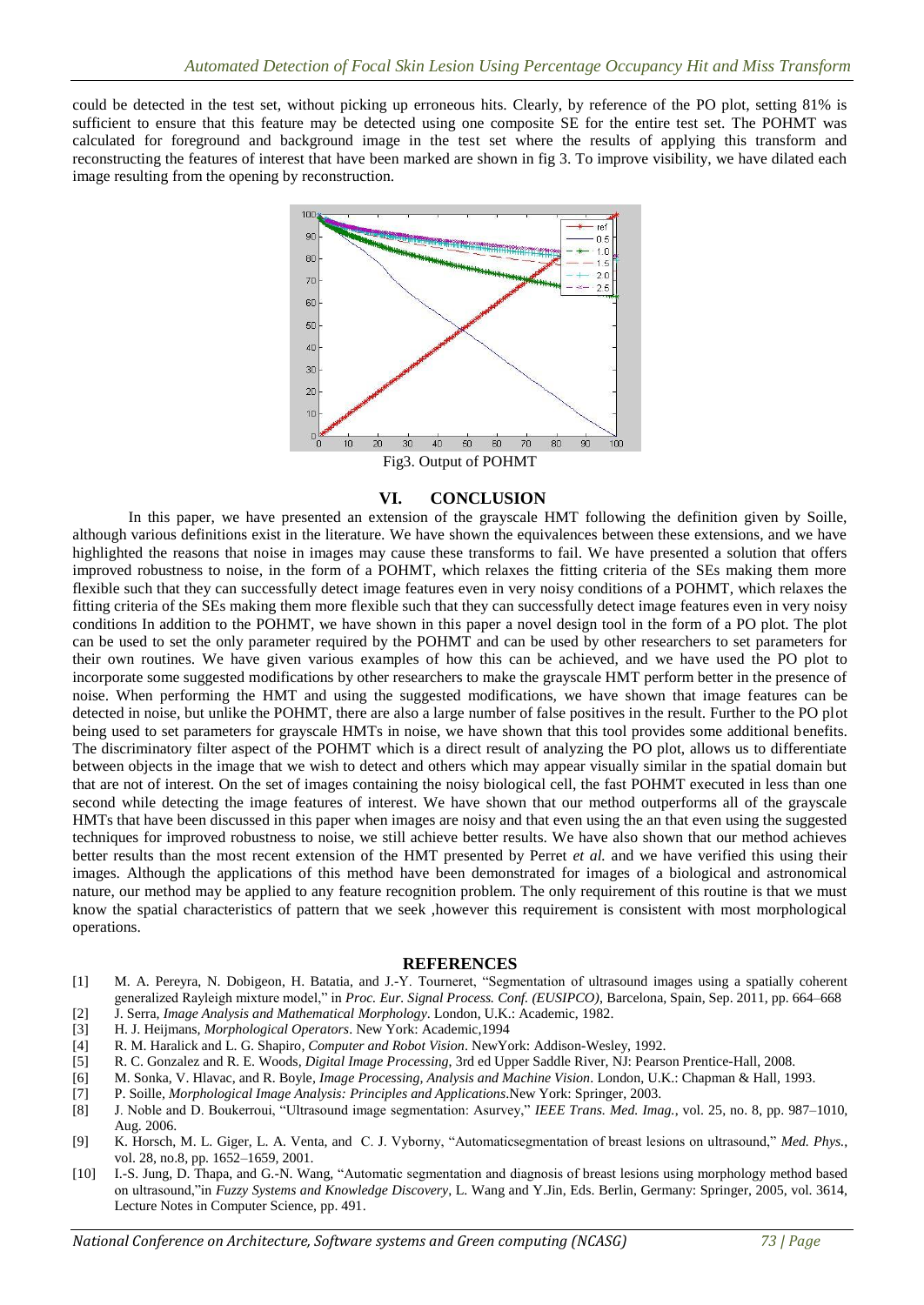could be detected in the test set, without picking up erroneous hits. Clearly, by reference of the PO plot, setting 81% is sufficient to ensure that this feature may be detected using one composite SE for the entire test set. The POHMT was calculated for foreground and background image in the test set where the results of applying this transform and reconstructing the features of interest that have been marked are shown in fig 3. To improve visibility, we have dilated each image resulting from the opening by reconstruction.

ref
0.5
1.0
1.5
2.0
2.5

0 10 20 30 40 50 60 70 80 90 100

Fig3. Output of POHMT

## VI. CONCLUSION

In this paper, we have presented an extension of the grayscale HMT following the definition given by Soille, although various definitions exist in the literature. We have shown the equivalences between these extensions, and we have highlighted the reasons that noise in images may cause these transforms to fail. We have presented a solution that offers improved robustness to noise, in the form of a POHMT, which relaxes the fitting criteria of the SEs making them more flexible such that they can successfully detect image features even in very noisy conditions of a POHMT, which relaxes the fitting criteria of the SEs making them more flexible such that they can successfully detect image features even in very noisy conditions In addition to the POHMT, we have shown in this paper a novel design tool in the form of a PO plot. The plot can be used to set the only parameter required by the POHMT and can be used by other researchers to set parameters for their own routines. We have given various examples of how this can be achieved, and we have used the PO plot to incorporate some suggested modifications by other researchers to make the grayscale HMT perform better in the presence of noise. When performing the HMT and using the suggested modifications, we have shown that image features can be detected in noise, but unlike the POHMT, there are also a large number of false positives in the result. Further to the PO plot being used to set parameters for grayscale HMTs in noise, we have shown that this tool provides some additional benefits. The discriminatory filter aspect of the POHMT which is a direct result of analyzing the PO plot, allows us to differentiate between objects in the image that we wish to detect and others which may appear visually similar in the spatial domain but that are not of interest. On the set of images containing the noisy biological cell, the fast POHMT executed in less than one second while detecting the image features of interest. We have shown that our method outperforms all of the grayscale HMTs that have been discussed in this paper when images are noisy and that even using the an that even using the suggested techniques for improved robustness to noise, we still achieve better results. We have also shown that our method achieves better results than the most recent extension of the HMT presented by Perret *et al.* and we have verified this using their images. Although the applications of this method have been demonstrated for images of a biological and astronomical nature, our method may be applied to any feature recognition problem. The only requirement of this routine is that we must know the spatial characteristics of pattern that we seek ,however this requirement is consistent with most morphological operations.

## REFERENCES

[1] M. A. Pereyra, N. Dobigeon, H. Batatia, and J.-Y. Tourneret, "Segmentation of ultrasound images using a spatially coherent generalized Rayleigh mixture model," in *Proc. Eur. Signal Process. Conf. (EUSIPCO)*, Barcelona, Spain, Sep. 2011, pp. 664–668

[2] J. Serra, *Image Analysis and Mathematical Morphology*. London, U.K.: Academic, 1982.

[3] H. J. Heijmans, *Morphological Operators*. New York: Academic,1994

[4] R. M. Haralick and L. G. Shapiro, *Computer and Robot Vision*. NewYork: Addison-Wesley, 1992.

[5] R. C. Gonzalez and R. E. Woods, *Digital Image Processing*, 3rd ed Upper Saddle River, NJ: Pearson Prentice-Hall, 2008.

[6] M. Sonka, V. Hlavac, and R. Boyle, *Image Processing, Analysis and Machine Vision*. London, U.K.: Chapman & Hall, 1993.

[7] P. Soille, *Morphological Image Analysis: Principles and Applications*.New York: Springer, 2003.

[8] J. Noble and D. Boukerroui, "Ultrasound image segmentation: Asurvey," *IEEE Trans. Med. Imag.*, vol. 25, no. 8, pp. 987–1010, Aug. 2006.

[9] K. Horsch, M. L. Giger, L. A. Venta, and C. J. Vyborny, "Automaticsegmentation of breast lesions on ultrasound," *Med. Phys.*, vol. 28, no.8, pp. 1652–1659, 2001.

[10] I.-S. Jung, D. Thapa, and G.-N. Wang, "Automatic segmentation and diagnosis of breast lesions using morphology method based on ultrasound,"in *Fuzzy Systems and Knowledge Discovery*, L. Wang and Y.Jin, Eds. Berlin, Germany: Springer, 2005, vol. 3614, Lecture Notes in Computer Science, pp. 491.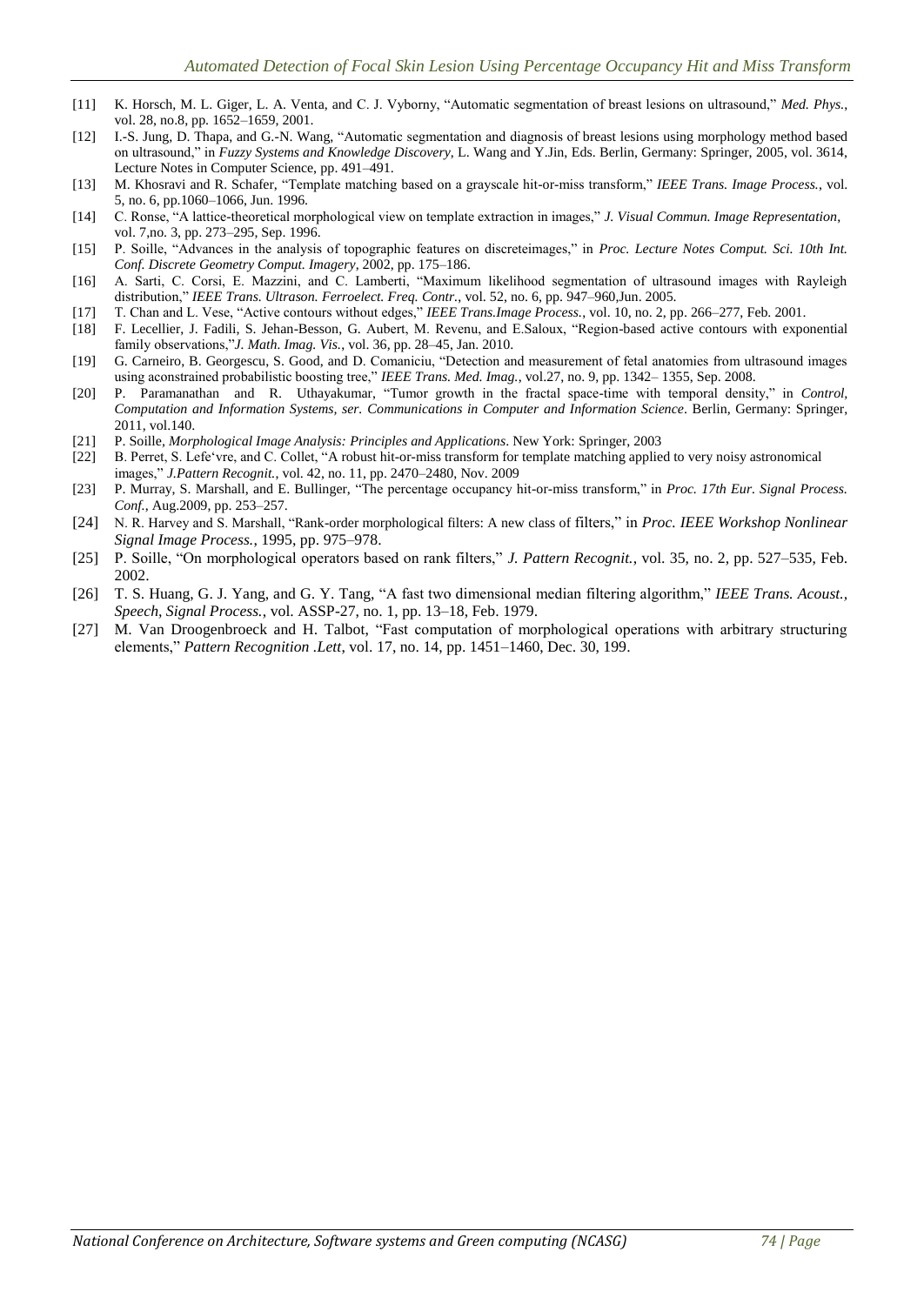[11] K. Horsch, M. L. Giger, L. A. Venta, and C. J. Vyborny, "Automatic segmentation of breast lesions on ultrasound," *Med. Phys.*, vol. 28, no.8, pp. 1652–1659, 2001.

[12] I.-S. Jung, D. Thapa, and G.-N. Wang, "Automatic segmentation and diagnosis of breast lesions using morphology method based on ultrasound," in *Fuzzy Systems and Knowledge Discovery*, L. Wang and Y.Jin, Eds. Berlin, Germany: Springer, 2005, vol. 3614, Lecture Notes in Computer Science, pp. 491–491.

[13] M. Khosravi and R. Schafer, "Template matching based on a grayscale hit-or-miss transform," *IEEE Trans. Image Process.*, vol. 5, no. 6, pp.1060–1066, Jun. 1996.

[14] C. Ronse, "A lattice-theoretical morphological view on template extraction in images," *J. Visual Commun. Image Representation*, vol. 7,no. 3, pp. 273–295, Sep. 1996.

[15] P. Soille, "Advances in the analysis of topographic features on discreteimages," in *Proc. Lecture Notes Comput. Sci. 10th Int. Conf. Discrete Geometry Comput. Imagery*, 2002, pp. 175–186.

[16] A. Sarti, C. Corsi, E. Mazzini, and C. Lamberti, "Maximum likelihood segmentation of ultrasound images with Rayleigh distribution," *IEEE Trans. Ultrason. Ferroelect. Freq. Contr.*, vol. 52, no. 6, pp. 947–960,Jun. 2005.

[17] T. Chan and L. Vese, "Active contours without edges," *IEEE Trans.Image Process.*, vol. 10, no. 2, pp. 266–277, Feb. 2001.

[18] F. Lecellier, J. Fadili, S. Jehan-Besson, G. Aubert, M. Revenu, and E.Saloux, "Region-based active contours with exponential family observations,"*J. Math. Imag. Vis.*, vol. 36, pp. 28–45, Jan. 2010.

[19] G. Carneiro, B. Georgescu, S. Good, and D. Comaniciu, "Detection and measurement of fetal anatomies from ultrasound images using aconstrained probabilistic boosting tree," *IEEE Trans. Med. Imag.*, vol.27, no. 9, pp. 1342– 1355, Sep. 2008.

[20] P. Paramanathan and R. Uthayakumar, "Tumor growth in the fractal space-time with temporal density," in *Control, Computation and Information Systems, ser. Communications in Computer and Information Science*. Berlin, Germany: Springer, 2011, vol.140.

[21] P. Soille, *Morphological Image Analysis: Principles and Applications*. New York: Springer, 2003

[22] B. Perret, S. Lefe'vre, and C. Collet, "A robust hit-or-miss transform for template matching applied to very noisy astronomical images," *J.Pattern Recognit.*, vol. 42, no. 11, pp. 2470–2480, Nov. 2009

[23] P. Murray, S. Marshall, and E. Bullinger, "The percentage occupancy hit-or-miss transform," in *Proc. 17th Eur. Signal Process. Conf.*, Aug.2009, pp. 253–257.

[24] N. R. Harvey and S. Marshall, "Rank-order morphological filters: A new class of filters," in *Proc. IEEE Workshop Nonlinear Signal Image Process.*, 1995, pp. 975–978.

[25] P. Soille, "On morphological operators based on rank filters," *J. Pattern Recognit.*, vol. 35, no. 2, pp. 527–535, Feb. 2002.

[26] T. S. Huang, G. J. Yang, and G. Y. Tang, "A fast two dimensional median filtering algorithm," *IEEE Trans. Acoust., Speech, Signal Process.*, vol. ASSP-27, no. 1, pp. 13–18, Feb. 1979.

[27] M. Van Droogenbroeck and H. Talbot, "Fast computation of morphological operations with arbitrary structuring elements," *Pattern Recognition .Lett*, vol. 17, no. 14, pp. 1451–1460, Dec. 30, 199.